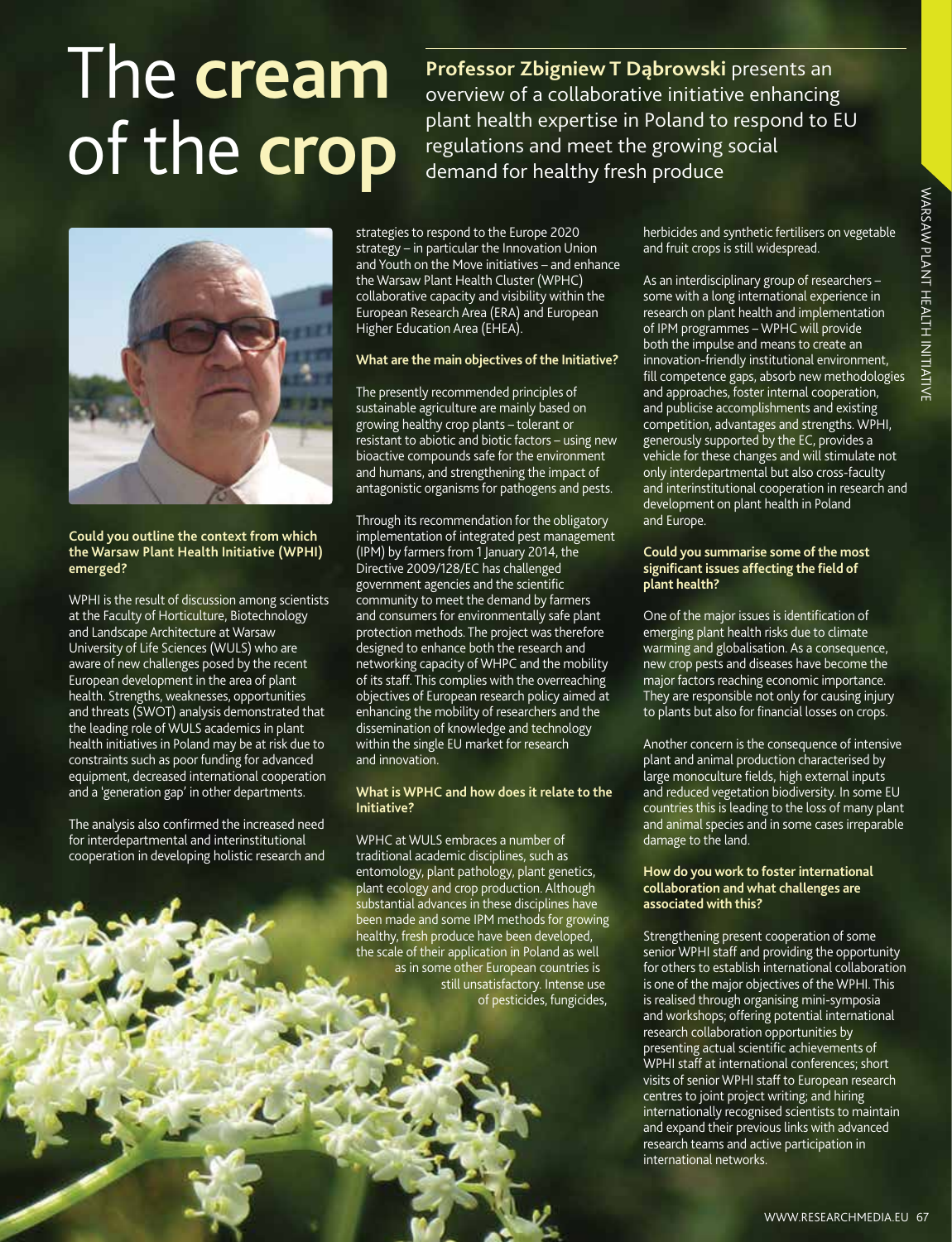# The **cream** of the **crop**

**Professor Zbigniew T Dąbrowski** presents an overview of a collaborative initiative enhancing plant health expertise in Poland to respond to EU regulations and meet the growing social demand for healthy fresh produce

**Could you outline the context from which the Warsaw Plant Health Initiative (WPHI) emerged?**

WPHI is the result of discussion among scientists at the Faculty of Horticulture, Biotechnology and Landscape Architecture at Warsaw University of Life Sciences (WULS) who are aware of new challenges posed by the recent European development in the area of plant health. Strengths, weaknesses, opportunities and threats (SWOT) analysis demonstrated that the leading role of WULS academics in plant health initiatives in Poland may be at risk due to constraints such as poor funding for advanced equipment, decreased international cooperation and a 'generation gap' in other departments.

The analysis also confirmed the increased need for interdepartmental and interinstitutional cooperation in developing holistic research and strategies to respond to the Europe 2020 strategy – in particular the Innovation Union and Youth on the Move initiatives – and enhance the Warsaw Plant Health Cluster (WPHC) collaborative capacity and visibility within the European Research Area (ERA) and European Higher Education Area (EHEA).

**What are the main objectives of the Initiative?**

The presently recommended principles of sustainable agriculture are mainly based on growing healthy crop plants – tolerant or resistant to abiotic and biotic factors – using new bioactive compounds safe for the environment and humans, and strengthening the impact of antagonistic organisms for pathogens and pests.

Through its recommendation for the obligatory implementation of integrated pest management (IPM) by farmers from 1 January 2014, the Directive 2009/128/EC has challenged government agencies and the scientific community to meet the demand by farmers and consumers for environmentally safe plant protection methods. The project was therefore designed to enhance both the research and networking capacity of WHPC and the mobility of its staff. This complies with the overreaching objectives of European research policy aimed at enhancing the mobility of researchers and the dissemination of knowledge and technology within the single EU market for research and innovation.

**What is WPHC and how does it relate to the Initiative?**

WPHC at WULS embraces a number of traditional academic disciplines, such as entomology, plant pathology, plant genetics, plant ecology and crop production. Although substantial advances in these disciplines have been made and some IPM methods for growing healthy, fresh produce have been developed, the scale of their application in Poland as well as in some other European countries is still unsatisfactory. Intense use of pesticides, fungicides, herbicides and synthetic fertilisers on vegetable and fruit crops is still widespread.

As an interdisciplinary group of researchers – some with a long international experience in research on plant health and implementation of IPM programmes – WPHC will provide both the impulse and means to create an innovation-friendly institutional environment, fill competence gaps, absorb new methodologies and approaches, foster internal cooperation, and publicise accomplishments and existing competition, advantages and strengths. WPHI, generously supported by the EC, provides a vehicle for these changes and will stimulate not only interdepartmental but also cross-faculty and interinstitutional cooperation in research and development on plant health in Poland and Europe.

**Could you summarise some of the most significant issues affecting the field of plant health?**

One of the major issues is identification of emerging plant health risks due to climate warming and globalisation. As a consequence, new crop pests and diseases have become the major factors reaching economic importance. They are responsible not only for causing injury to plants but also for financial losses on crops.

Another concern is the consequence of intensive plant and animal production characterised by large monoculture fields, high external inputs and reduced vegetation biodiversity. In some EU countries this is leading to the loss of many plant and animal species and in some cases irreparable damage to the land.

**How do you work to foster international collaboration and what challenges are associated with this?**

Strengthening present cooperation of some senior WPHI staff and providing the opportunity for others to establish international collaboration is one of the major objectives of the WPHI. This is realised through organising mini-symposia and workshops; offering potential international research collaboration opportunities by presenting actual scientific achievements of WPHI staff at international conferences; short visits of senior WPHI staff to European research centres to joint project writing; and hiring internationally recognised scientists to maintain and expand their previous links with advanced research teams and active participation in international networks.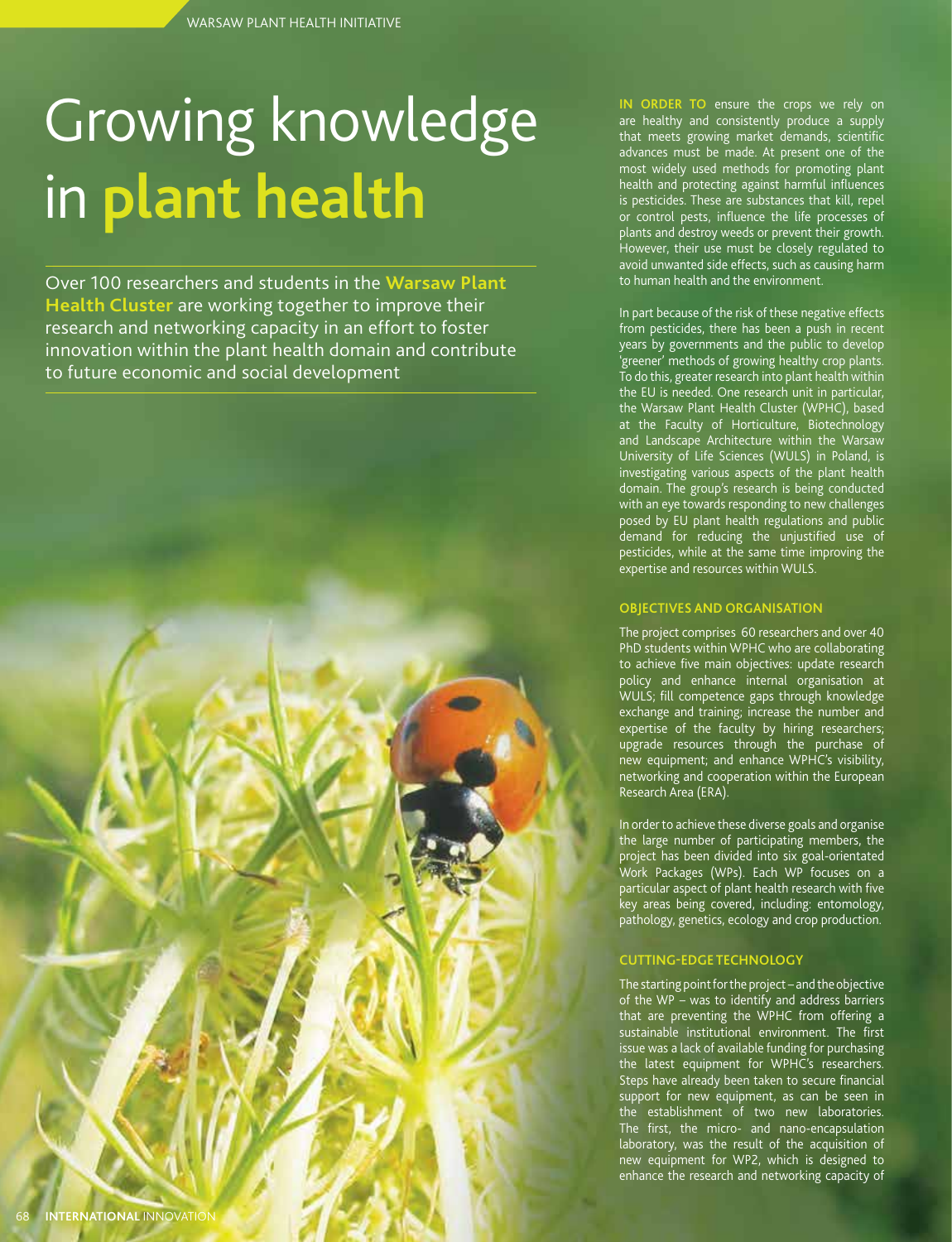# Growing knowledge in plant health

Over 100 researchers and students in the **Warsaw Plant Health Cluster** are working together to improve their research and networking capacity in an effort to foster innovation within the plant health domain and contribute to future economic and social development

**IN ORDER TO** ensure the crops we rely on are healthy and consistently produce a supply that meets growing market demands, scientific advances must be made. At present one of the most widely used methods for promoting plant health and protecting against harmful influences is pesticides. These are substances that kill, repel or control pests, influence the life processes of plants and destroy weeds or prevent their growth. However, their use must be closely regulated to avoid unwanted side effects, such as causing harm to human health and the environment.

In part because of the risk of these negative effects from pesticides, there has been a push in recent years by governments and the public to develop 'greener' methods of growing healthy crop plants. To do this, greater research into plant health within the EU is needed. One research unit in particular, the Warsaw Plant Health Cluster (WPHC), based at the Faculty of Horticulture, Biotechnology and Landscape Architecture within the Warsaw University of Life Sciences (WULS) in Poland, is investigating various aspects of the plant health domain. The group's research is being conducted with an eye towards responding to new challenges posed by EU plant health regulations and public demand for reducing the unjustified use of pesticides, while at the same time improving the expertise and resources within WULS.

## OBJECTIVES AND ORGANISATION

The project comprises 60 researchers and over 40 PhD students within WPHC who are collaborating to achieve five main objectives: update research policy and enhance internal organisation at WULS; fill competence gaps through knowledge exchange and training; increase the number and expertise of the faculty by hiring researchers; upgrade resources through the purchase of new equipment; and enhance WPHC's visibility, networking and cooperation within the European Research Area (ERA).

In order to achieve these diverse goals and organise the large number of participating members, the project has been divided into six goal-orientated Work Packages (WPs). Each WP focuses on a particular aspect of plant health research with five key areas being covered, including: entomology, pathology, genetics, ecology and crop production.

## CUTTING-EDGE TECHNOLOGY

The starting point for the project – and the objective of the WP – was to identify and address barriers that are preventing the WPHC from offering a sustainable institutional environment. The first issue was a lack of available funding for purchasing the latest equipment for WPHC's researchers. Steps have already been taken to secure financial support for new equipment, as can be seen in the establishment of two new laboratories. The first, the micro- and nano-encapsulation laboratory, was the result of the acquisition of new equipment for WP2, which is designed to enhance the research and networking capacity of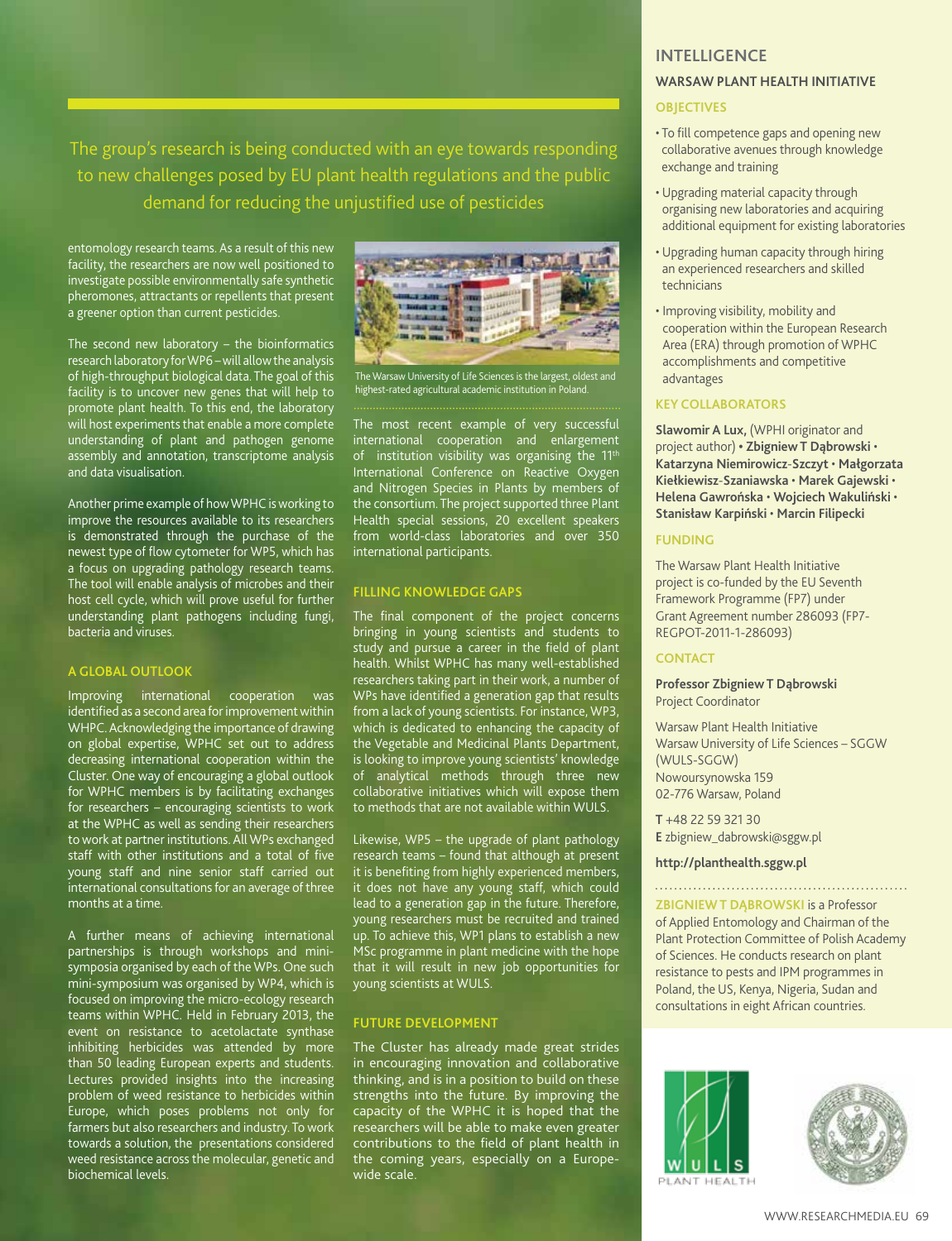The group's research is being conducted with an eye towards responding to new challenges posed by EU plant health regulations and the public demand for reducing the unjustified use of pesticides

entomology research teams. As a result of this new facility, the researchers are now well positioned to investigate possible environmentally safe synthetic pheromones, attractants or repellents that present a greener option than current pesticides.

The second new laboratory – the bioinformatics research laboratory for WP6 – will allow the analysis of high-throughput biological data. The goal of this facility is to uncover new genes that will help to promote plant health. To this end, the laboratory will host experiments that enable a more complete understanding of plant and pathogen genome assembly and annotation, transcriptome analysis and data visualisation.

Another prime example of how WPHC is working to improve the resources available to its researchers is demonstrated through the purchase of the newest type of flow cytometer for WP5, which has a focus on upgrading pathology research teams. The tool will enable analysis of microbes and their host cell cycle, which will prove useful for further understanding plant pathogens including fungi, bacteria and viruses.

## A GLOBAL OUTLOOK

Improving international cooperation was identified as a second area for improvement within WHPC. Acknowledging the importance of drawing on global expertise, WPHC set out to address decreasing international cooperation within the Cluster. One way of encouraging a global outlook for WPHC members is by facilitating exchanges for researchers – encouraging scientists to work at the WPHC as well as sending their researchers to work at partner institutions. All WPs exchanged staff with other institutions and a total of five young staff and nine senior staff carried out international consultations for an average of three months at a time.

A further means of achieving international partnerships is through workshops and mini-symposia organised by each of the WPs. One such mini-symposium was organised by WP4, which is focused on improving the micro-ecology research teams within WPHC. Held in February 2013, the event on resistance to acetolactate synthase inhibiting herbicides was attended by more than 50 leading European experts and students. Lectures provided insights into the increasing problem of weed resistance to herbicides within Europe, which poses problems not only for farmers but also researchers and industry. To work towards a solution, the presentations considered weed resistance across the molecular, genetic and biochemical levels.

The Warsaw University of Life Sciences is the largest, oldest and highest-rated agricultural academic institution in Poland.

The most recent example of very successful international cooperation and enlargement of institution visibility was organising the 11th International Conference on Reactive Oxygen and Nitrogen Species in Plants by members of the consortium. The project supported three Plant Health special sessions, 20 excellent speakers from world-class laboratories and over 350 international participants.

## FILLING KNOWLEDGE GAPS

The final component of the project concerns bringing in young scientists and students to study and pursue a career in the field of plant health. Whilst WPHC has many well-established researchers taking part in their work, a number of WPs have identified a generation gap that results from a lack of young scientists. For instance, WP3, which is dedicated to enhancing the capacity of the Vegetable and Medicinal Plants Department, is looking to improve young scientists' knowledge of analytical methods through three new collaborative initiatives which will expose them to methods that are not available within WULS.

Likewise, WP5 – the upgrade of plant pathology research teams – found that although at present it is benefiting from highly experienced members, it does not have any young staff, which could lead to a generation gap in the future. Therefore, young researchers must be recruited and trained up. To achieve this, WP1 plans to establish a new MSc programme in plant medicine with the hope that it will result in new job opportunities for young scientists at WULS.

## FUTURE DEVELOPMENT

The Cluster has already made great strides in encouraging innovation and collaborative thinking, and is in a position to build on these strengths into the future. By improving the capacity of the WPHC it is hoped that the researchers will be able to make even greater contributions to the field of plant health in the coming years, especially on a Europe-wide scale.

## INTELLIGENCE

### WARSAW PLANT HEALTH INITIATIVE

### OBJECTIVES

- To fill competence gaps and opening new collaborative avenues through knowledge exchange and training
- Upgrading material capacity through organising new laboratories and acquiring additional equipment for existing laboratories
- Upgrading human capacity through hiring an experienced researchers and skilled technicians
- Improving visibility, mobility and cooperation within the European Research Area (ERA) through promotion of WPHC accomplishments and competitive advantages

### KEY COLLABORATORS

**Slawomir A Lux,** (WPHI originator and project author) **• Zbigniew T Dąbrowski • Katarzyna Niemirowicz-Szczyt • Małgorzata Kiełkiewisz-Szaniawska • Marek Gajewski • Helena Gawrońska • Wojciech Wakuliński • Stanisław Karpiński • Marcin Filipecki**

### FUNDING

The Warsaw Plant Health Initiative project is co-funded by the EU Seventh Framework Programme (FP7) under Grant Agreement number 286093 (FP7-REGPOT-2011-1-286093)

### CONTACT

**Professor Zbigniew T Dąbrowski**
Project Coordinator

Warsaw Plant Health Initiative
Warsaw University of Life Sciences – SGGW (WULS-SGGW)
Nowoursynowska 159
02-776 Warsaw, Poland

**T** +48 22 59 321 30
**E** zbigniew_dabrowski@sggw.pl

**http://planthealth.sggw.pl**

**ZBIGNIEW T DĄBROWSKI** is a Professor of Applied Entomology and Chairman of the Plant Protection Committee of Polish Academy of Sciences. He conducts research on plant resistance to pests and IPM programmes in Poland, the US, Kenya, Nigeria, Sudan and consultations in eight African countries.

WULS PLANT HEALTH